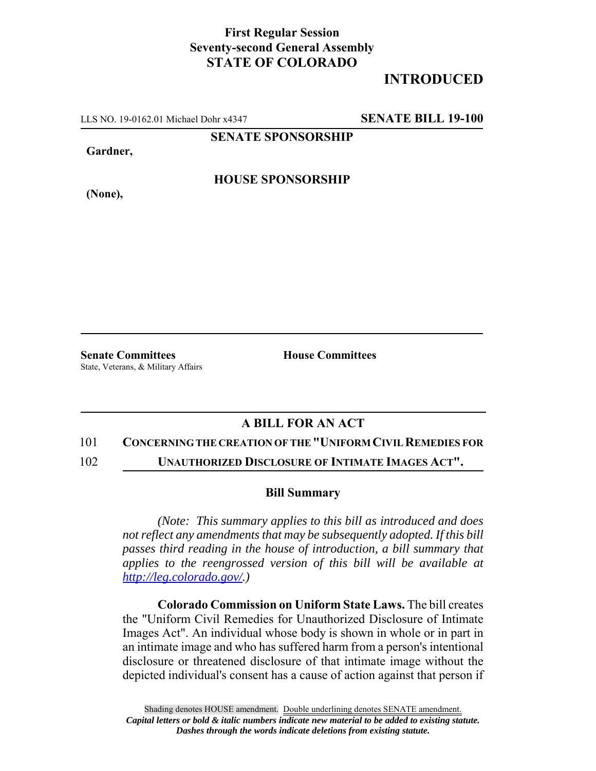**First Regular Session**
**Seventy-second General Assembly**
**STATE OF COLORADO**

**INTRODUCED**

LLS NO. 19-0162.01 Michael Dohr x4347 **SENATE BILL 19-100**

**SENATE SPONSORSHIP**

**Gardner,**

**HOUSE SPONSORSHIP**

**(None),**

**Senate Committees**
State, Veterans, & Military Affairs

**House Committees**

## A BILL FOR AN ACT

101 **CONCERNING THE CREATION OF THE "UNIFORM CIVIL REMEDIES FOR**
102 **UNAUTHORIZED DISCLOSURE OF INTIMATE IMAGES ACT".**

### Bill Summary

*(Note: This summary applies to this bill as introduced and does not reflect any amendments that may be subsequently adopted. If this bill passes third reading in the house of introduction, a bill summary that applies to the reengrossed version of this bill will be available at http://leg.colorado.gov/.)*

**Colorado Commission on Uniform State Laws.** The bill creates the "Uniform Civil Remedies for Unauthorized Disclosure of Intimate Images Act". An individual whose body is shown in whole or in part in an intimate image and who has suffered harm from a person's intentional disclosure or threatened disclosure of that intimate image without the depicted individual's consent has a cause of action against that person if

Shading denotes HOUSE amendment. Double underlining denotes SENATE amendment.
*Capital letters or bold & italic numbers indicate new material to be added to existing statute.*
*Dashes through the words indicate deletions from existing statute.*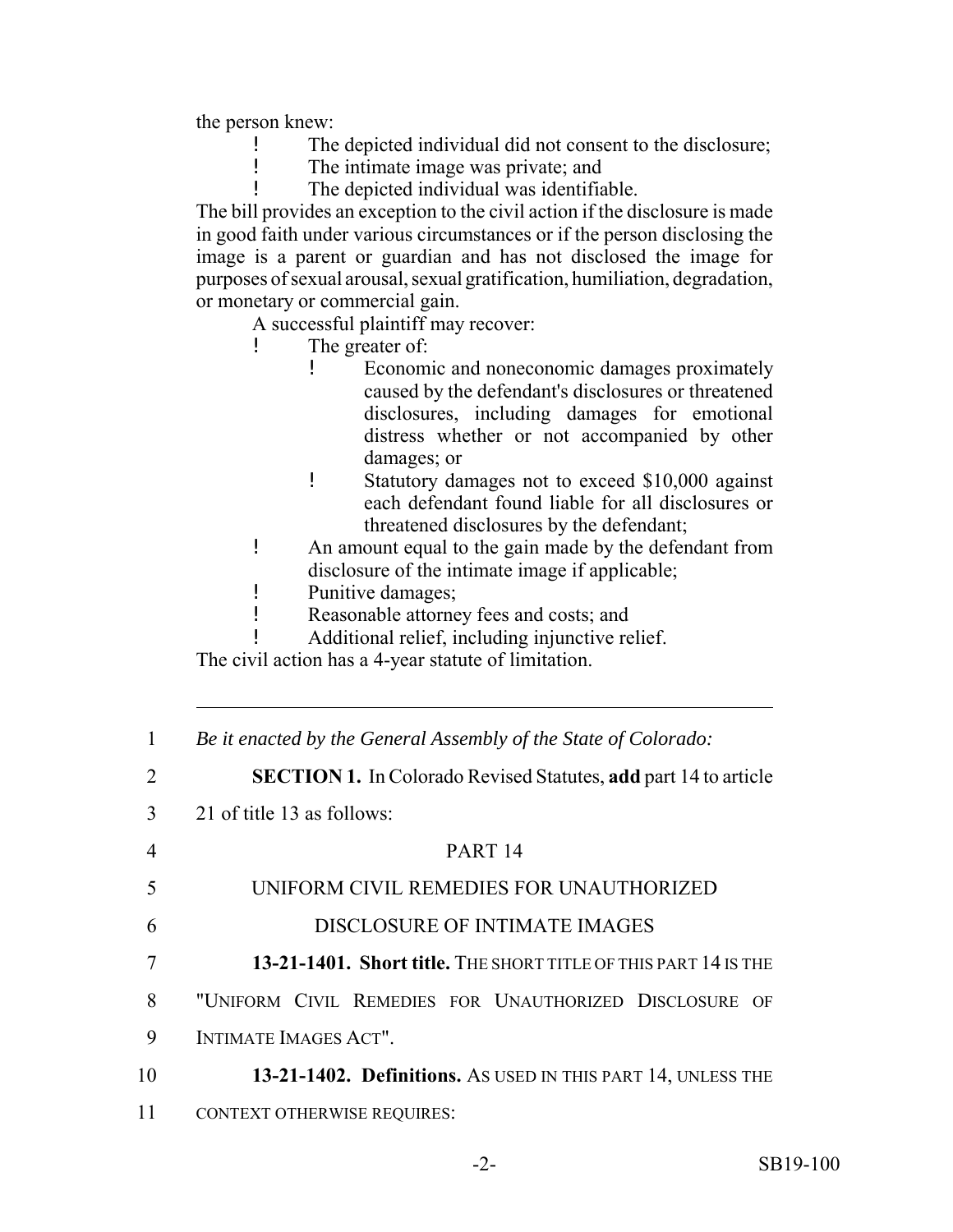the person knew:

- The depicted individual did not consent to the disclosure;
- The intimate image was private; and
- The depicted individual was identifiable.

The bill provides an exception to the civil action if the disclosure is made in good faith under various circumstances or if the person disclosing the image is a parent or guardian and has not disclosed the image for purposes of sexual arousal, sexual gratification, humiliation, degradation, or monetary or commercial gain.

A successful plaintiff may recover:

- The greater of:
  - Economic and noneconomic damages proximately caused by the defendant's disclosures or threatened disclosures, including damages for emotional distress whether or not accompanied by other damages; or
  - Statutory damages not to exceed $10,000 against each defendant found liable for all disclosures or threatened disclosures by the defendant;
- An amount equal to the gain made by the defendant from disclosure of the intimate image if applicable;
- Punitive damages;
- Reasonable attorney fees and costs; and
- Additional relief, including injunctive relief.

The civil action has a 4-year statute of limitation.

---

1 *Be it enacted by the General Assembly of the State of Colorado:*

2 **SECTION 1.** In Colorado Revised Statutes, **add** part 14 to article

3 21 of title 13 as follows:

4 PART 14

5 UNIFORM CIVIL REMEDIES FOR UNAUTHORIZED

6 DISCLOSURE OF INTIMATE IMAGES

7 **13-21-1401. Short title.** THE SHORT TITLE OF THIS PART 14 IS THE

8 "UNIFORM CIVIL REMEDIES FOR UNAUTHORIZED DISCLOSURE OF

9 INTIMATE IMAGES ACT".

10 **13-21-1402. Definitions.** AS USED IN THIS PART 14, UNLESS THE

11 CONTEXT OTHERWISE REQUIRES: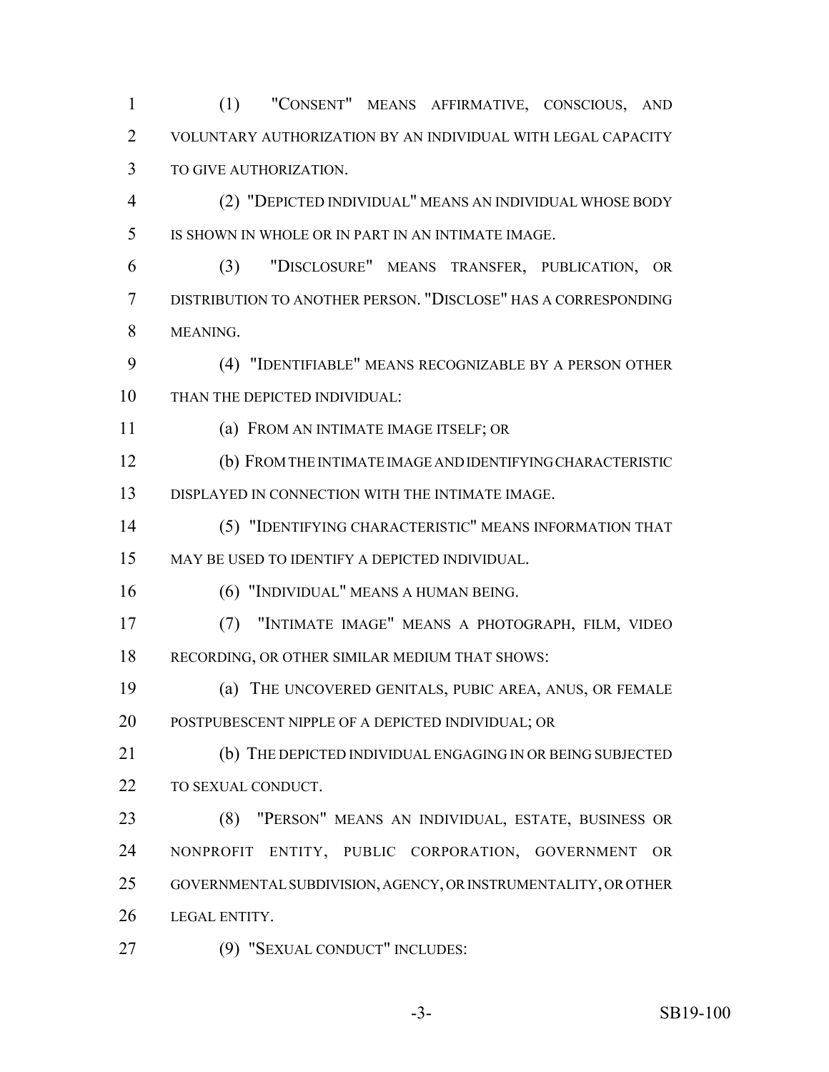(1) "CONSENT" MEANS AFFIRMATIVE, CONSCIOUS, AND VOLUNTARY AUTHORIZATION BY AN INDIVIDUAL WITH LEGAL CAPACITY TO GIVE AUTHORIZATION.

(2) "DEPICTED INDIVIDUAL" MEANS AN INDIVIDUAL WHOSE BODY IS SHOWN IN WHOLE OR IN PART IN AN INTIMATE IMAGE.

(3) "DISCLOSURE" MEANS TRANSFER, PUBLICATION, OR DISTRIBUTION TO ANOTHER PERSON. "DISCLOSE" HAS A CORRESPONDING MEANING.

(4) "IDENTIFIABLE" MEANS RECOGNIZABLE BY A PERSON OTHER THAN THE DEPICTED INDIVIDUAL:

(a) FROM AN INTIMATE IMAGE ITSELF; OR

(b) FROM THE INTIMATE IMAGE AND IDENTIFYING CHARACTERISTIC DISPLAYED IN CONNECTION WITH THE INTIMATE IMAGE.

(5) "IDENTIFYING CHARACTERISTIC" MEANS INFORMATION THAT MAY BE USED TO IDENTIFY A DEPICTED INDIVIDUAL.

(6) "INDIVIDUAL" MEANS A HUMAN BEING.

(7) "INTIMATE IMAGE" MEANS A PHOTOGRAPH, FILM, VIDEO RECORDING, OR OTHER SIMILAR MEDIUM THAT SHOWS:

(a) THE UNCOVERED GENITALS, PUBIC AREA, ANUS, OR FEMALE POSTPUBESCENT NIPPLE OF A DEPICTED INDIVIDUAL; OR

(b) THE DEPICTED INDIVIDUAL ENGAGING IN OR BEING SUBJECTED TO SEXUAL CONDUCT.

(8) "PERSON" MEANS AN INDIVIDUAL, ESTATE, BUSINESS OR NONPROFIT ENTITY, PUBLIC CORPORATION, GOVERNMENT OR GOVERNMENTAL SUBDIVISION, AGENCY, OR INSTRUMENTALITY, OR OTHER LEGAL ENTITY.

(9) "SEXUAL CONDUCT" INCLUDES: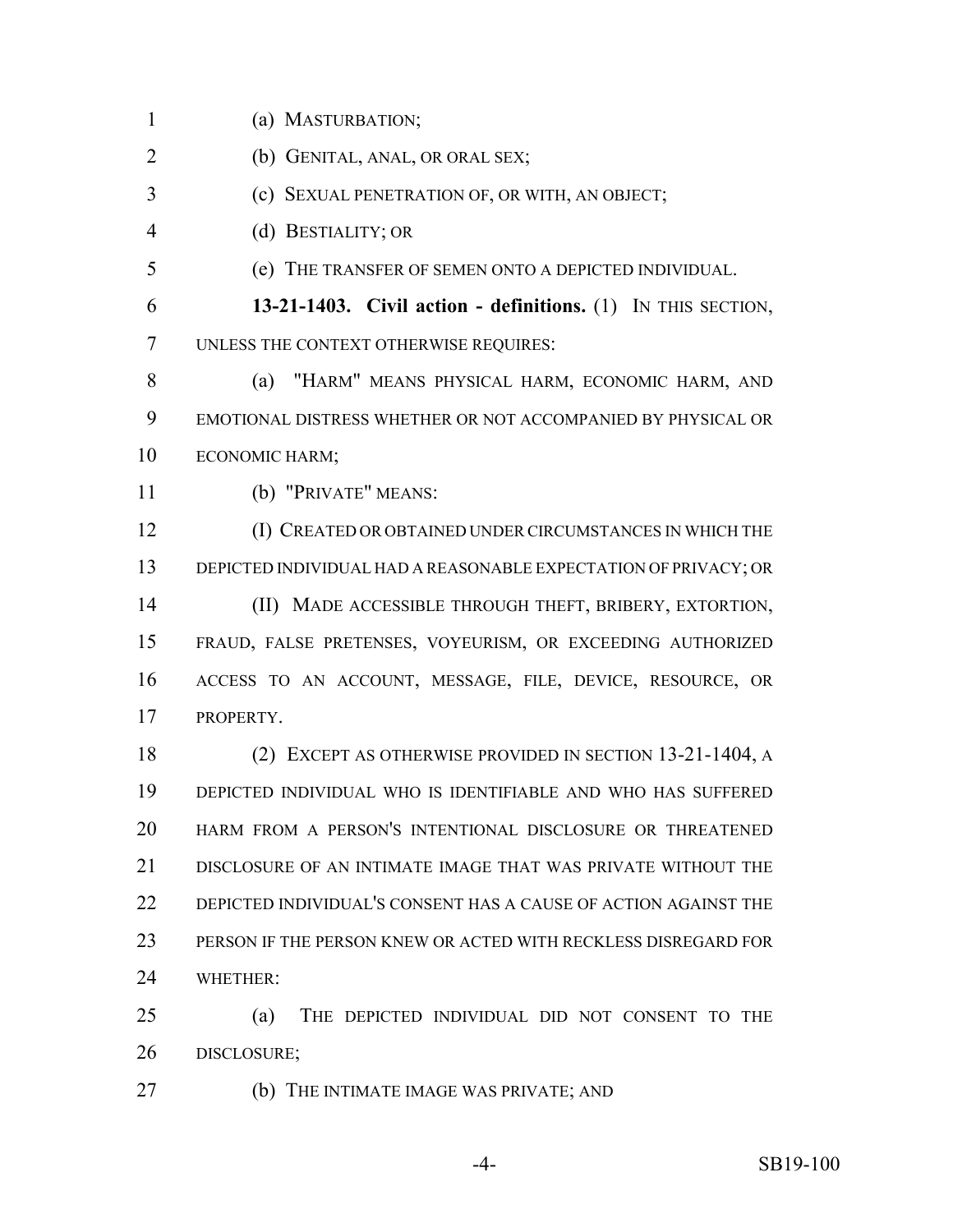(a) MASTURBATION;

(b) GENITAL, ANAL, OR ORAL SEX;

(c) SEXUAL PENETRATION OF, OR WITH, AN OBJECT;

(d) BESTIALITY; OR

(e) THE TRANSFER OF SEMEN ONTO A DEPICTED INDIVIDUAL.

**13-21-1403. Civil action - definitions.** (1) IN THIS SECTION, UNLESS THE CONTEXT OTHERWISE REQUIRES:

(a) "HARM" MEANS PHYSICAL HARM, ECONOMIC HARM, AND EMOTIONAL DISTRESS WHETHER OR NOT ACCOMPANIED BY PHYSICAL OR ECONOMIC HARM;

(b) "PRIVATE" MEANS:

(I) CREATED OR OBTAINED UNDER CIRCUMSTANCES IN WHICH THE DEPICTED INDIVIDUAL HAD A REASONABLE EXPECTATION OF PRIVACY; OR

(II) MADE ACCESSIBLE THROUGH THEFT, BRIBERY, EXTORTION, FRAUD, FALSE PRETENSES, VOYEURISM, OR EXCEEDING AUTHORIZED ACCESS TO AN ACCOUNT, MESSAGE, FILE, DEVICE, RESOURCE, OR PROPERTY.

(2) EXCEPT AS OTHERWISE PROVIDED IN SECTION 13-21-1404, A DEPICTED INDIVIDUAL WHO IS IDENTIFIABLE AND WHO HAS SUFFERED HARM FROM A PERSON'S INTENTIONAL DISCLOSURE OR THREATENED DISCLOSURE OF AN INTIMATE IMAGE THAT WAS PRIVATE WITHOUT THE DEPICTED INDIVIDUAL'S CONSENT HAS A CAUSE OF ACTION AGAINST THE PERSON IF THE PERSON KNEW OR ACTED WITH RECKLESS DISREGARD FOR WHETHER:

(a) THE DEPICTED INDIVIDUAL DID NOT CONSENT TO THE DISCLOSURE;

(b) THE INTIMATE IMAGE WAS PRIVATE; AND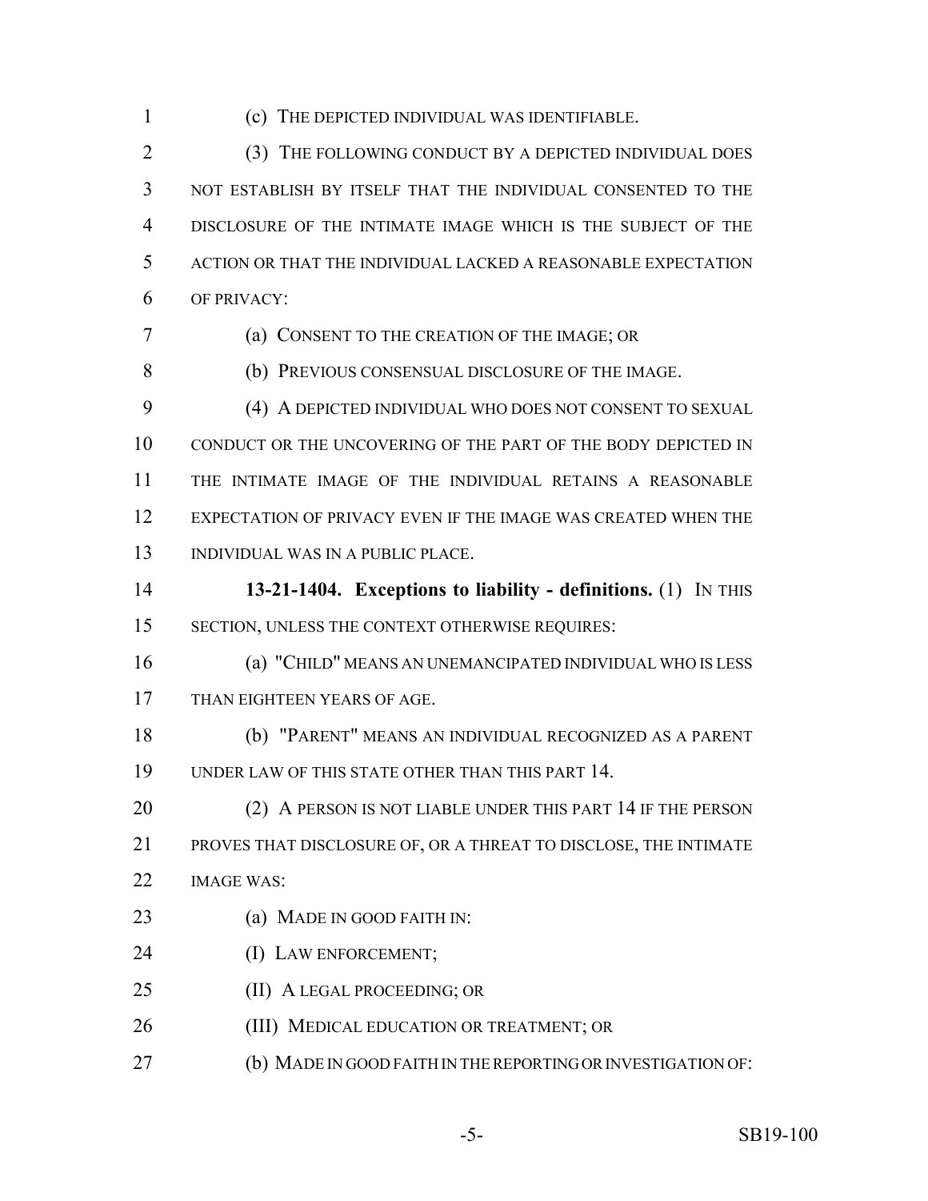(c) THE DEPICTED INDIVIDUAL WAS IDENTIFIABLE.

(3) THE FOLLOWING CONDUCT BY A DEPICTED INDIVIDUAL DOES NOT ESTABLISH BY ITSELF THAT THE INDIVIDUAL CONSENTED TO THE DISCLOSURE OF THE INTIMATE IMAGE WHICH IS THE SUBJECT OF THE ACTION OR THAT THE INDIVIDUAL LACKED A REASONABLE EXPECTATION OF PRIVACY:

(a) CONSENT TO THE CREATION OF THE IMAGE; OR

(b) PREVIOUS CONSENSUAL DISCLOSURE OF THE IMAGE.

(4) A DEPICTED INDIVIDUAL WHO DOES NOT CONSENT TO SEXUAL CONDUCT OR THE UNCOVERING OF THE PART OF THE BODY DEPICTED IN THE INTIMATE IMAGE OF THE INDIVIDUAL RETAINS A REASONABLE EXPECTATION OF PRIVACY EVEN IF THE IMAGE WAS CREATED WHEN THE INDIVIDUAL WAS IN A PUBLIC PLACE.

**13-21-1404. Exceptions to liability - definitions.** (1) IN THIS SECTION, UNLESS THE CONTEXT OTHERWISE REQUIRES:

(a) "CHILD" MEANS AN UNEMANCIPATED INDIVIDUAL WHO IS LESS THAN EIGHTEEN YEARS OF AGE.

(b) "PARENT" MEANS AN INDIVIDUAL RECOGNIZED AS A PARENT UNDER LAW OF THIS STATE OTHER THAN THIS PART 14.

(2) A PERSON IS NOT LIABLE UNDER THIS PART 14 IF THE PERSON PROVES THAT DISCLOSURE OF, OR A THREAT TO DISCLOSE, THE INTIMATE IMAGE WAS:

(a) MADE IN GOOD FAITH IN:

(I) LAW ENFORCEMENT;

(II) A LEGAL PROCEEDING; OR

(III) MEDICAL EDUCATION OR TREATMENT; OR

(b) MADE IN GOOD FAITH IN THE REPORTING OR INVESTIGATION OF: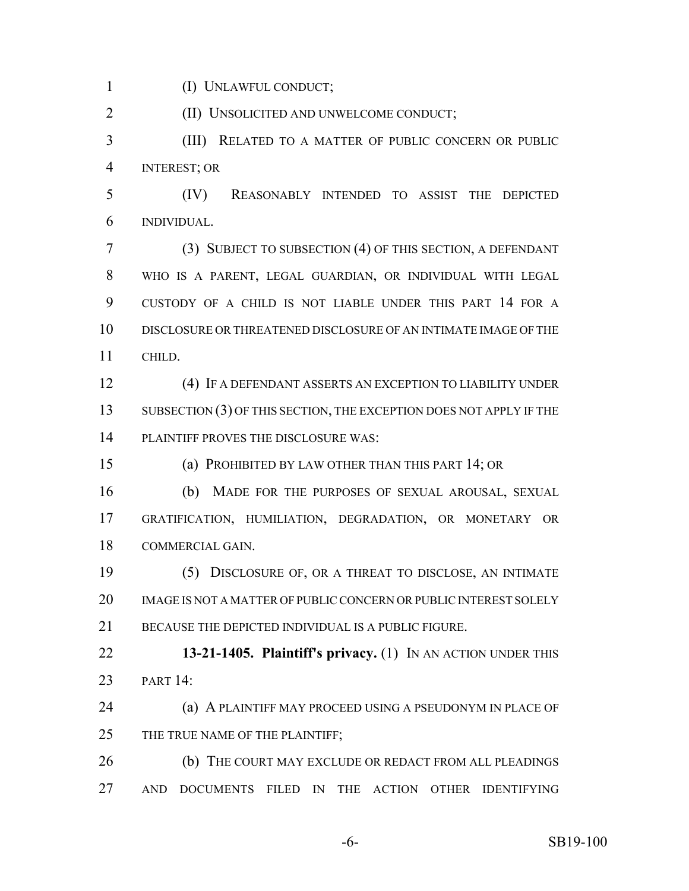(I) UNLAWFUL CONDUCT;

(II) UNSOLICITED AND UNWELCOME CONDUCT;

(III) RELATED TO A MATTER OF PUBLIC CONCERN OR PUBLIC INTEREST; OR

(IV) REASONABLY INTENDED TO ASSIST THE DEPICTED INDIVIDUAL.

(3) SUBJECT TO SUBSECTION (4) OF THIS SECTION, A DEFENDANT WHO IS A PARENT, LEGAL GUARDIAN, OR INDIVIDUAL WITH LEGAL CUSTODY OF A CHILD IS NOT LIABLE UNDER THIS PART 14 FOR A DISCLOSURE OR THREATENED DISCLOSURE OF AN INTIMATE IMAGE OF THE CHILD.

(4) IF A DEFENDANT ASSERTS AN EXCEPTION TO LIABILITY UNDER SUBSECTION (3) OF THIS SECTION, THE EXCEPTION DOES NOT APPLY IF THE PLAINTIFF PROVES THE DISCLOSURE WAS:

(a) PROHIBITED BY LAW OTHER THAN THIS PART 14; OR

(b) MADE FOR THE PURPOSES OF SEXUAL AROUSAL, SEXUAL GRATIFICATION, HUMILIATION, DEGRADATION, OR MONETARY OR COMMERCIAL GAIN.

(5) DISCLOSURE OF, OR A THREAT TO DISCLOSE, AN INTIMATE IMAGE IS NOT A MATTER OF PUBLIC CONCERN OR PUBLIC INTEREST SOLELY BECAUSE THE DEPICTED INDIVIDUAL IS A PUBLIC FIGURE.

**13-21-1405. Plaintiff's privacy.** (1) IN AN ACTION UNDER THIS PART 14:

(a) A PLAINTIFF MAY PROCEED USING A PSEUDONYM IN PLACE OF THE TRUE NAME OF THE PLAINTIFF;

(b) THE COURT MAY EXCLUDE OR REDACT FROM ALL PLEADINGS AND DOCUMENTS FILED IN THE ACTION OTHER IDENTIFYING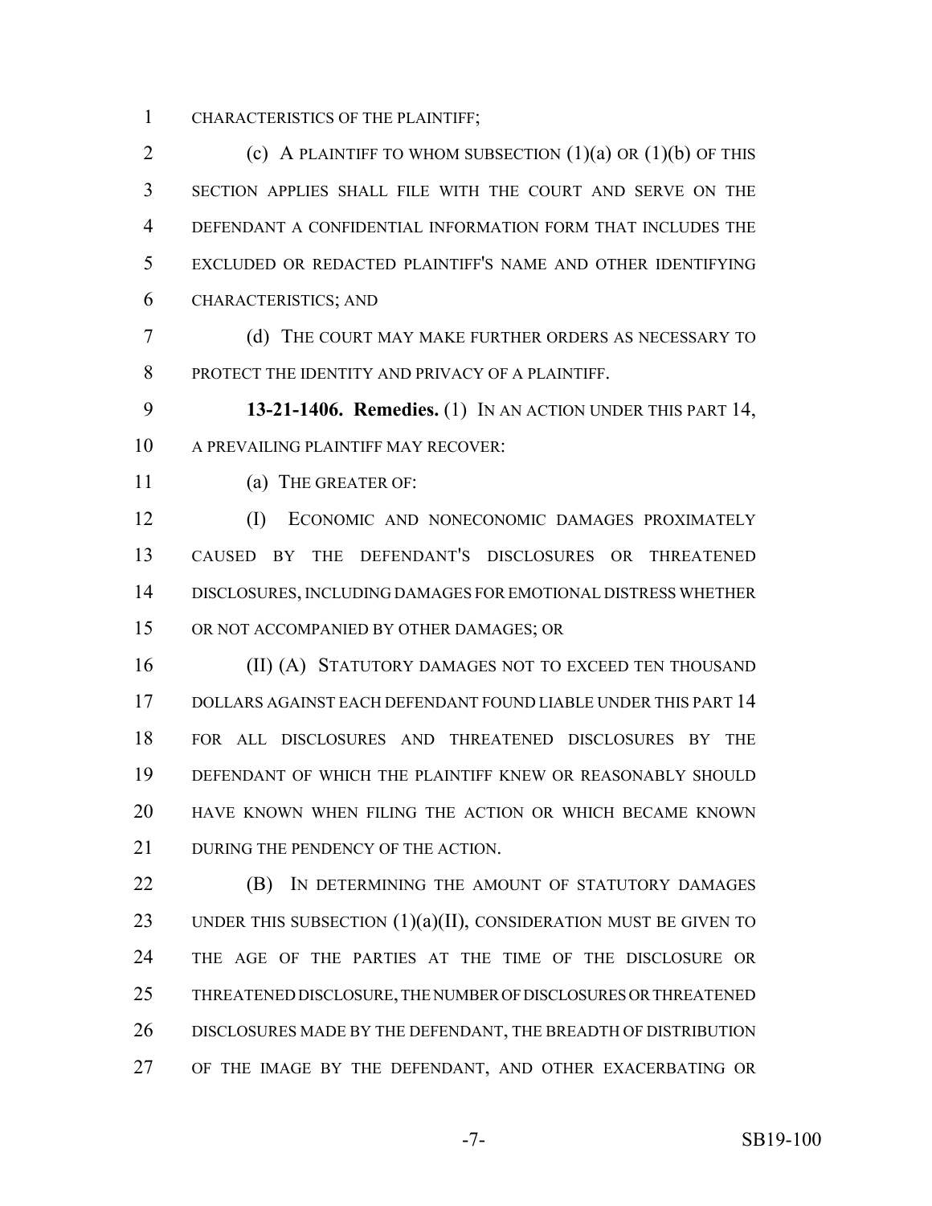CHARACTERISTICS OF THE PLAINTIFF;

(c) A PLAINTIFF TO WHOM SUBSECTION (1)(a) OR (1)(b) OF THIS SECTION APPLIES SHALL FILE WITH THE COURT AND SERVE ON THE DEFENDANT A CONFIDENTIAL INFORMATION FORM THAT INCLUDES THE EXCLUDED OR REDACTED PLAINTIFF'S NAME AND OTHER IDENTIFYING CHARACTERISTICS; AND

(d) THE COURT MAY MAKE FURTHER ORDERS AS NECESSARY TO PROTECT THE IDENTITY AND PRIVACY OF A PLAINTIFF.

**13-21-1406. Remedies.** (1) IN AN ACTION UNDER THIS PART 14, A PREVAILING PLAINTIFF MAY RECOVER:

(a) THE GREATER OF:

(I) ECONOMIC AND NONECONOMIC DAMAGES PROXIMATELY CAUSED BY THE DEFENDANT'S DISCLOSURES OR THREATENED DISCLOSURES, INCLUDING DAMAGES FOR EMOTIONAL DISTRESS WHETHER OR NOT ACCOMPANIED BY OTHER DAMAGES; OR

(II) (A) STATUTORY DAMAGES NOT TO EXCEED TEN THOUSAND DOLLARS AGAINST EACH DEFENDANT FOUND LIABLE UNDER THIS PART 14 FOR ALL DISCLOSURES AND THREATENED DISCLOSURES BY THE DEFENDANT OF WHICH THE PLAINTIFF KNEW OR REASONABLY SHOULD HAVE KNOWN WHEN FILING THE ACTION OR WHICH BECAME KNOWN DURING THE PENDENCY OF THE ACTION.

(B) IN DETERMINING THE AMOUNT OF STATUTORY DAMAGES UNDER THIS SUBSECTION (1)(a)(II), CONSIDERATION MUST BE GIVEN TO THE AGE OF THE PARTIES AT THE TIME OF THE DISCLOSURE OR THREATENED DISCLOSURE, THE NUMBER OF DISCLOSURES OR THREATENED DISCLOSURES MADE BY THE DEFENDANT, THE BREADTH OF DISTRIBUTION OF THE IMAGE BY THE DEFENDANT, AND OTHER EXACERBATING OR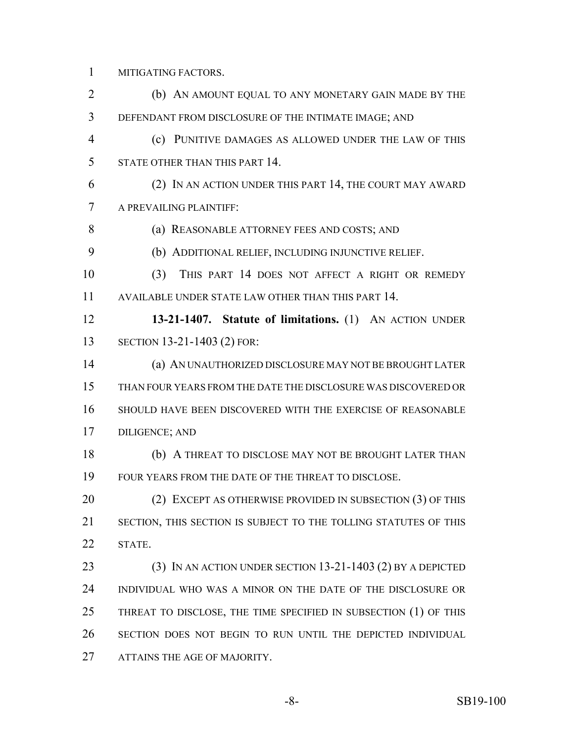MITIGATING FACTORS.

(b) AN AMOUNT EQUAL TO ANY MONETARY GAIN MADE BY THE DEFENDANT FROM DISCLOSURE OF THE INTIMATE IMAGE; AND

(c) PUNITIVE DAMAGES AS ALLOWED UNDER THE LAW OF THIS STATE OTHER THAN THIS PART 14.

(2) IN AN ACTION UNDER THIS PART 14, THE COURT MAY AWARD A PREVAILING PLAINTIFF:

(a) REASONABLE ATTORNEY FEES AND COSTS; AND

(b) ADDITIONAL RELIEF, INCLUDING INJUNCTIVE RELIEF.

(3) THIS PART 14 DOES NOT AFFECT A RIGHT OR REMEDY AVAILABLE UNDER STATE LAW OTHER THAN THIS PART 14.

**13-21-1407. Statute of limitations.** (1) AN ACTION UNDER SECTION 13-21-1403 (2) FOR:

(a) AN UNAUTHORIZED DISCLOSURE MAY NOT BE BROUGHT LATER THAN FOUR YEARS FROM THE DATE THE DISCLOSURE WAS DISCOVERED OR SHOULD HAVE BEEN DISCOVERED WITH THE EXERCISE OF REASONABLE DILIGENCE; AND

(b) A THREAT TO DISCLOSE MAY NOT BE BROUGHT LATER THAN FOUR YEARS FROM THE DATE OF THE THREAT TO DISCLOSE.

(2) EXCEPT AS OTHERWISE PROVIDED IN SUBSECTION (3) OF THIS SECTION, THIS SECTION IS SUBJECT TO THE TOLLING STATUTES OF THIS STATE.

(3) IN AN ACTION UNDER SECTION 13-21-1403 (2) BY A DEPICTED INDIVIDUAL WHO WAS A MINOR ON THE DATE OF THE DISCLOSURE OR THREAT TO DISCLOSE, THE TIME SPECIFIED IN SUBSECTION (1) OF THIS SECTION DOES NOT BEGIN TO RUN UNTIL THE DEPICTED INDIVIDUAL ATTAINS THE AGE OF MAJORITY.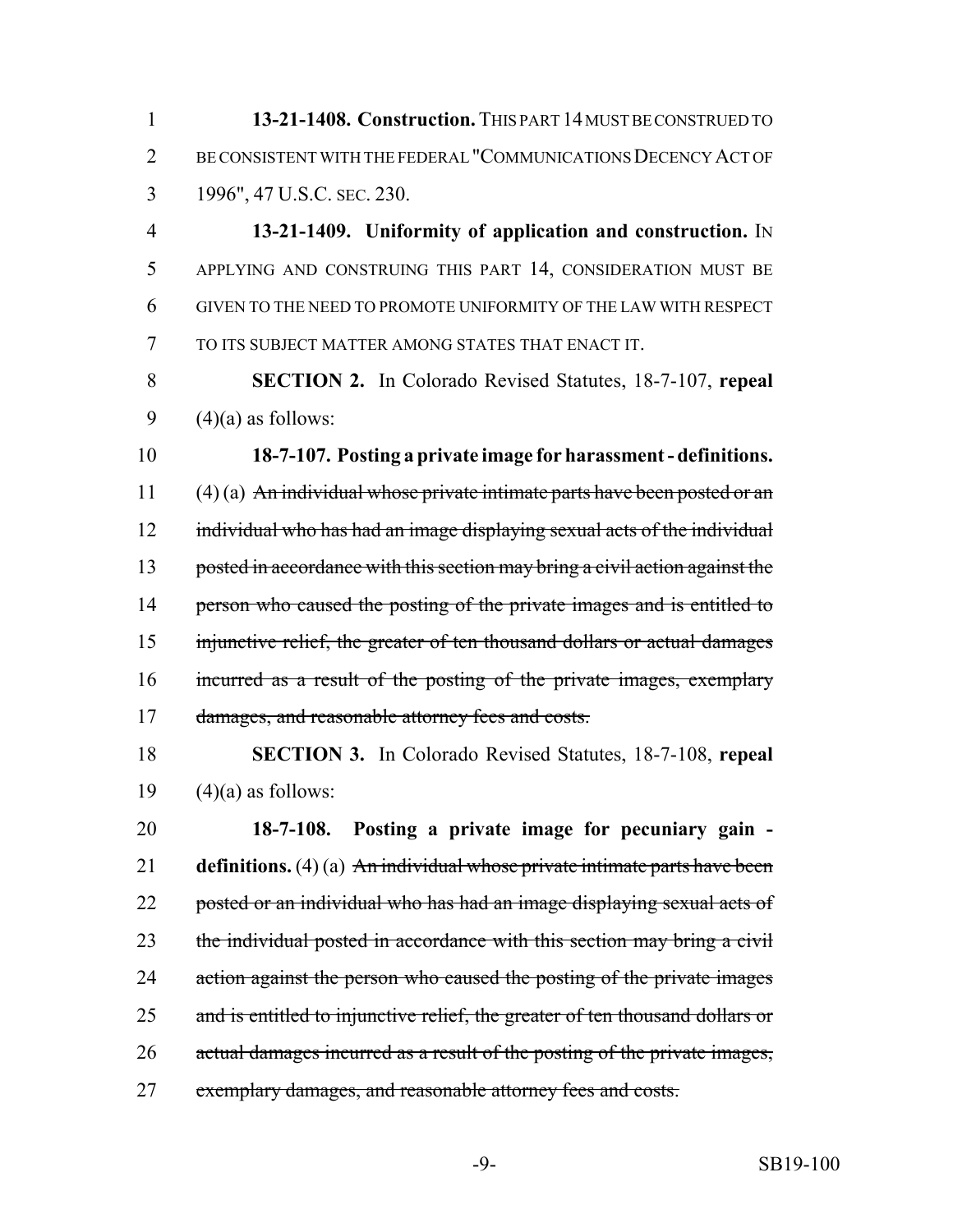**13-21-1408. Construction.** THIS PART 14 MUST BE CONSTRUED TO BE CONSISTENT WITH THE FEDERAL "COMMUNICATIONS DECENCY ACT OF 1996", 47 U.S.C. SEC. 230.

**13-21-1409. Uniformity of application and construction.** IN APPLYING AND CONSTRUING THIS PART 14, CONSIDERATION MUST BE GIVEN TO THE NEED TO PROMOTE UNIFORMITY OF THE LAW WITH RESPECT TO ITS SUBJECT MATTER AMONG STATES THAT ENACT IT.

**SECTION 2.** In Colorado Revised Statutes, 18-7-107, **repeal** (4)(a) as follows:

**18-7-107. Posting a private image for harassment - definitions.** (4) (a) ~~An individual whose private intimate parts have been posted or an individual who has had an image displaying sexual acts of the individual posted in accordance with this section may bring a civil action against the person who caused the posting of the private images and is entitled to injunctive relief, the greater of ten thousand dollars or actual damages incurred as a result of the posting of the private images, exemplary damages, and reasonable attorney fees and costs.~~

**SECTION 3.** In Colorado Revised Statutes, 18-7-108, **repeal** (4)(a) as follows:

**18-7-108. Posting a private image for pecuniary gain - definitions.** (4) (a) ~~An individual whose private intimate parts have been posted or an individual who has had an image displaying sexual acts of the individual posted in accordance with this section may bring a civil action against the person who caused the posting of the private images and is entitled to injunctive relief, the greater of ten thousand dollars or actual damages incurred as a result of the posting of the private images, exemplary damages, and reasonable attorney fees and costs.~~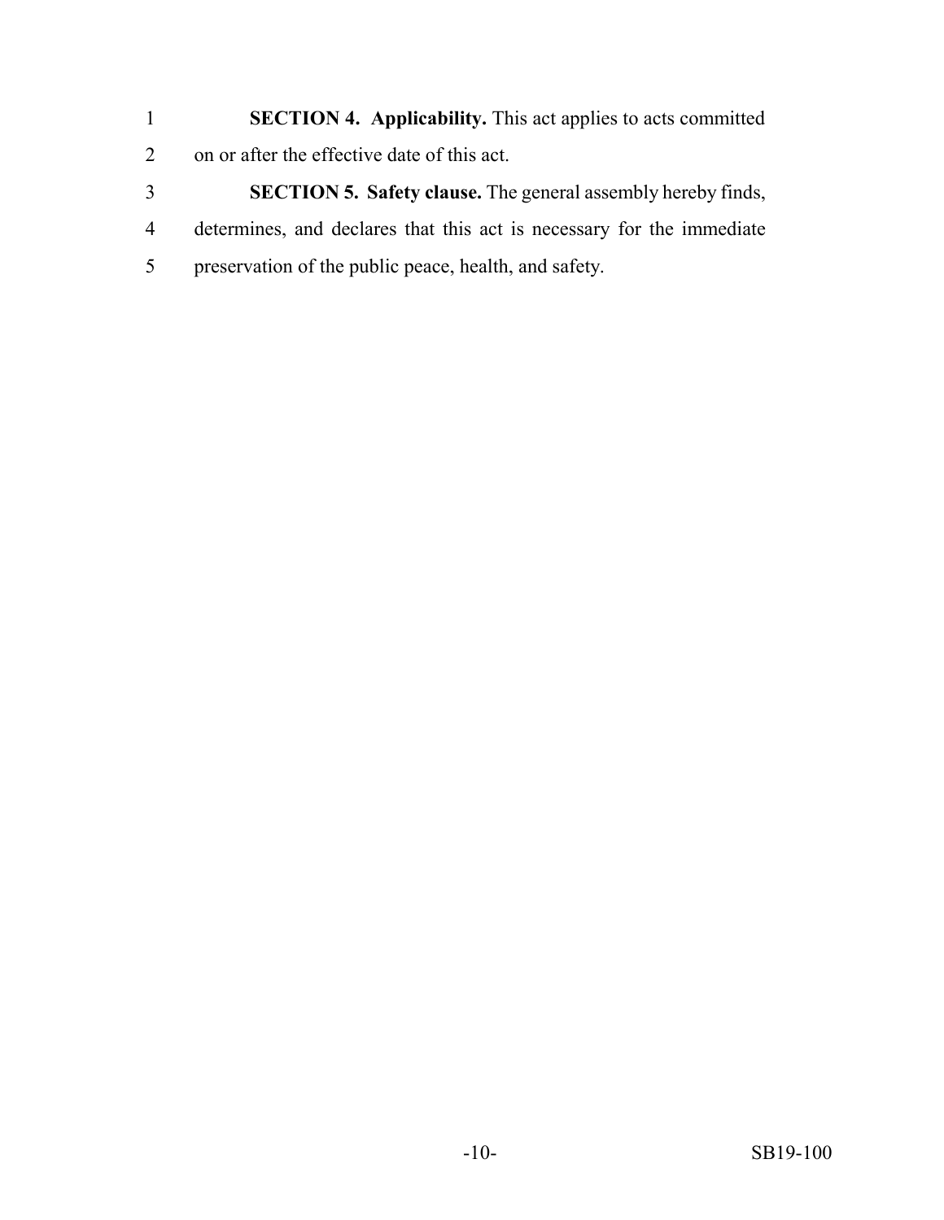**SECTION 4. Applicability.** This act applies to acts committed on or after the effective date of this act.

**SECTION 5. Safety clause.** The general assembly hereby finds, determines, and declares that this act is necessary for the immediate preservation of the public peace, health, and safety.